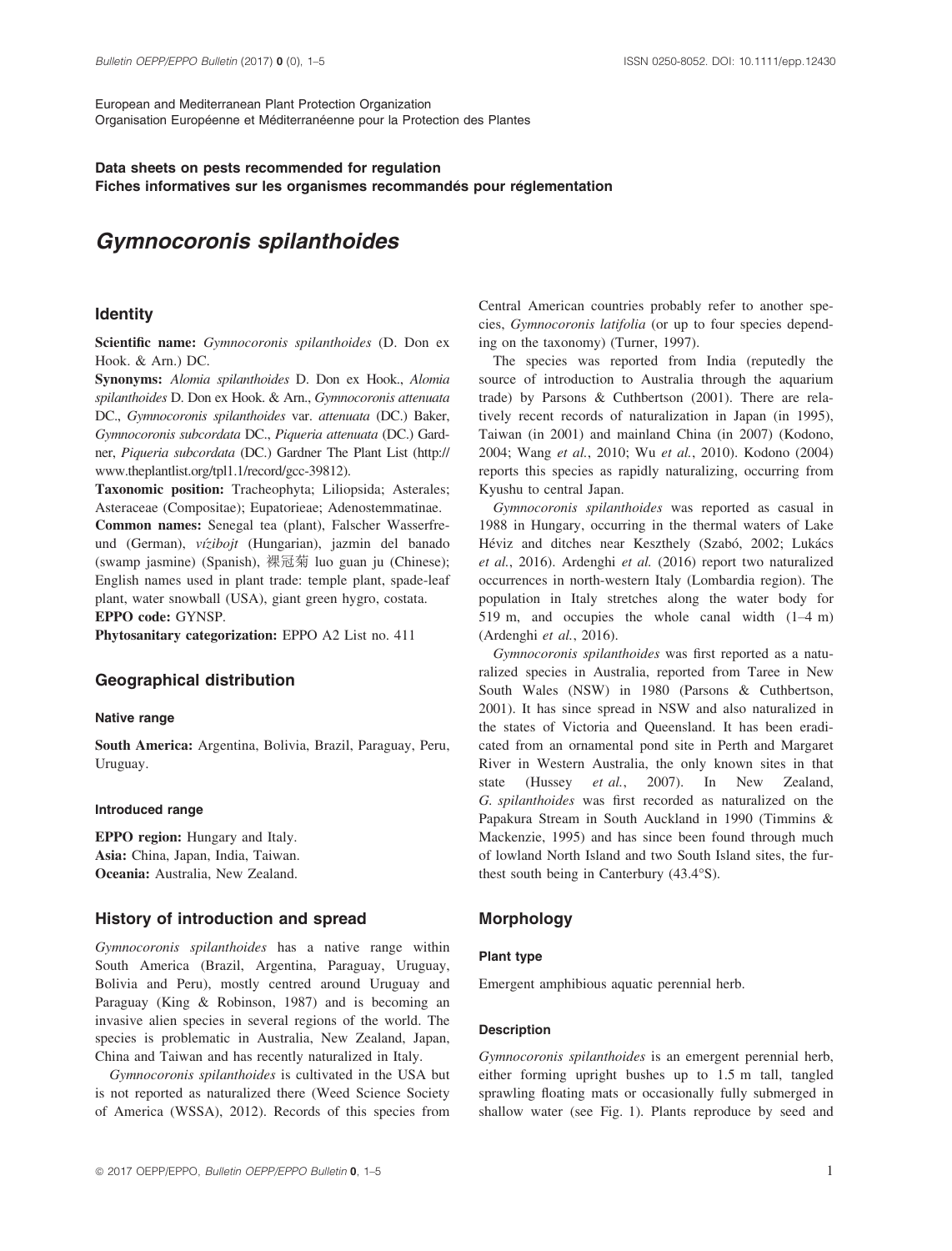European and Mediterranean Plant Protection Organization
Organisation Européenne et Méditerranéenne pour la Protection des Plantes

**Data sheets on pests recommended for regulation**
**Fiches informatives sur les organismes recommandés pour réglementation**

# *Gymnocoronis spilanthoides*

## Identity

**Scientific name:** *Gymnocoronis spilanthoides* (D. Don ex Hook. & Arn.) DC.

**Synonyms:** *Alomia spilanthoides* D. Don ex Hook., *Alomia spilanthoides* D. Don ex Hook. & Arn., *Gymnocoronis attenuata* DC., *Gymnocoronis spilanthoides* var. *attenuata* (DC.) Baker, *Gymnocoronis subcordata* DC., *Piqueria attenuata* (DC.) Gardner, *Piqueria subcordata* (DC.) Gardner The Plant List (http://www.theplantlist.org/tpl1.1/record/gcc-39812).

**Taxonomic position:** Tracheophyta; Liliopsida; Asterales; Asteraceae (Compositae); Eupatorieae; Adenostemmatinae.

**Common names:** Senegal tea (plant), Falscher Wasserfreund (German), *vízibojt* (Hungarian), jazmin del banado (swamp jasmine) (Spanish), 裸冠菊 luo guan ju (Chinese); English names used in plant trade: temple plant, spade-leaf plant, water snowball (USA), giant green hygro, costata.

**EPPO code:** GYNSP.

**Phytosanitary categorization:** EPPO A2 List no. 411

## Geographical distribution

### Native range

**South America:** Argentina, Bolivia, Brazil, Paraguay, Peru, Uruguay.

### Introduced range

**EPPO region:** Hungary and Italy.
**Asia:** China, Japan, India, Taiwan.
**Oceania:** Australia, New Zealand.

## History of introduction and spread

*Gymnocoronis spilanthoides* has a native range within South America (Brazil, Argentina, Paraguay, Uruguay, Bolivia and Peru), mostly centred around Uruguay and Paraguay (King & Robinson, 1987) and is becoming an invasive alien species in several regions of the world. The species is problematic in Australia, New Zealand, Japan, China and Taiwan and has recently naturalized in Italy.

*Gymnocoronis spilanthoides* is cultivated in the USA but is not reported as naturalized there (Weed Science Society of America (WSSA), 2012). Records of this species from Central American countries probably refer to another species, *Gymnocoronis latifolia* (or up to four species depending on the taxonomy) (Turner, 1997).

The species was reported from India (reputedly the source of introduction to Australia through the aquarium trade) by Parsons & Cuthbertson (2001). There are relatively recent records of naturalization in Japan (in 1995), Taiwan (in 2001) and mainland China (in 2007) (Kodono, 2004; Wang *et al.*, 2010; Wu *et al.*, 2010). Kodono (2004) reports this species as rapidly naturalizing, occurring from Kyushu to central Japan.

*Gymnocoronis spilanthoides* was reported as casual in 1988 in Hungary, occurring in the thermal waters of Lake Hévíz and ditches near Keszthely (Szabó, 2002; Lukács *et al.*, 2016). Ardenghi *et al.* (2016) report two naturalized occurrences in north-western Italy (Lombardia region). The population in Italy stretches along the water body for 519 m, and occupies the whole canal width (1–4 m) (Ardenghi *et al.*, 2016).

*Gymnocoronis spilanthoides* was first reported as a naturalized species in Australia, reported from Taree in New South Wales (NSW) in 1980 (Parsons & Cuthbertson, 2001). It has since spread in NSW and also naturalized in the states of Victoria and Queensland. It has been eradicated from an ornamental pond site in Perth and Margaret River in Western Australia, the only known sites in that state (Hussey *et al.*, 2007). In New Zealand, *G. spilanthoides* was first recorded as naturalized on the Papakura Stream in South Auckland in 1990 (Timmins & Mackenzie, 1995) and has since been found through much of lowland North Island and two South Island sites, the furthest south being in Canterbury (43.4°S).

## Morphology

### Plant type

Emergent amphibious aquatic perennial herb.

### Description

*Gymnocoronis spilanthoides* is an emergent perennial herb, either forming upright bushes up to 1.5 m tall, tangled sprawling floating mats or occasionally fully submerged in shallow water (see Fig. 1). Plants reproduce by seed and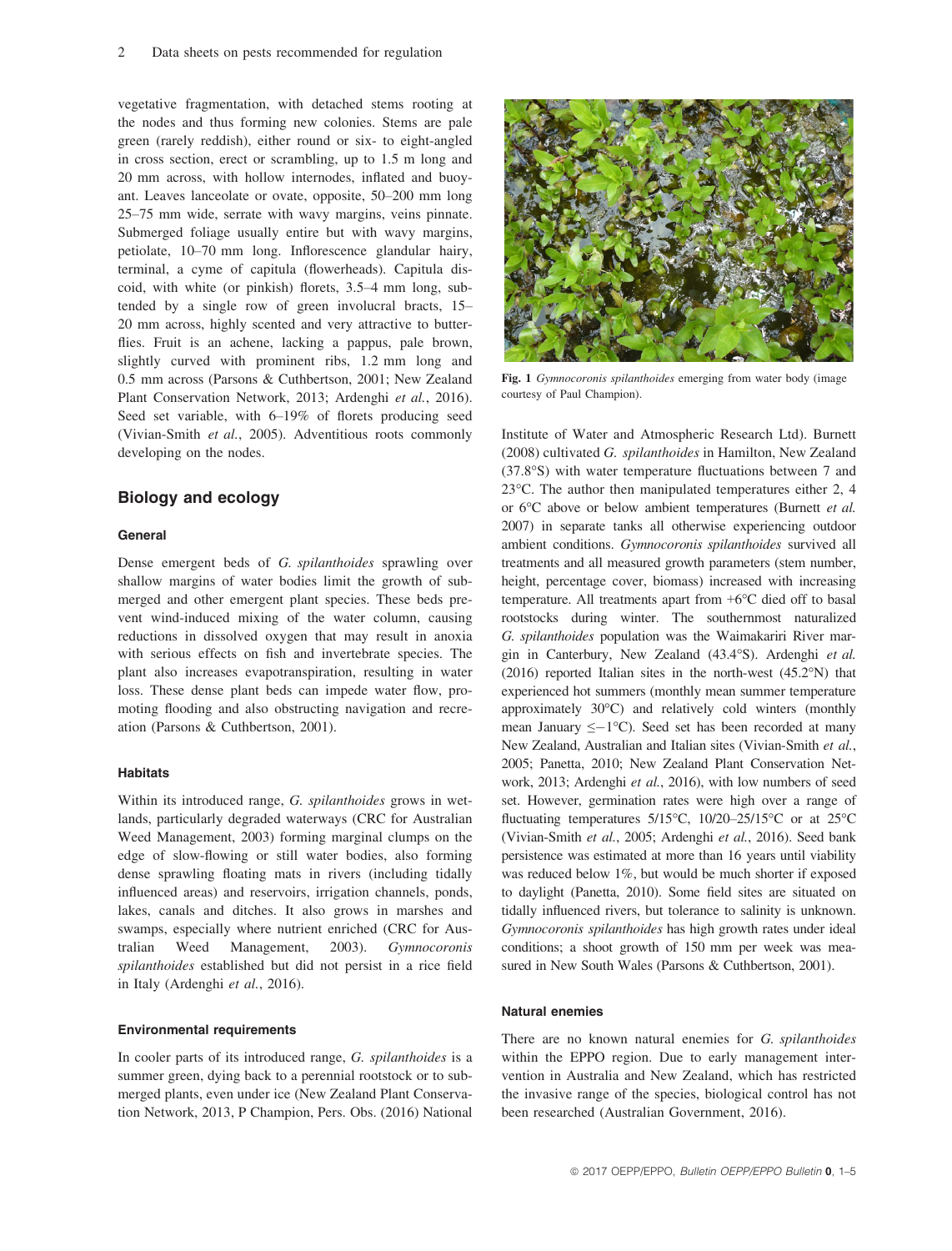vegetative fragmentation, with detached stems rooting at the nodes and thus forming new colonies. Stems are pale green (rarely reddish), either round or six- to eight-angled in cross section, erect or scrambling, up to 1.5 m long and 20 mm across, with hollow internodes, inflated and buoyant. Leaves lanceolate or ovate, opposite, 50–200 mm long 25–75 mm wide, serrate with wavy margins, veins pinnate. Submerged foliage usually entire but with wavy margins, petiolate, 10–70 mm long. Inflorescence glandular hairy, terminal, a cyme of capitula (flowerheads). Capitula discoid, with white (or pinkish) florets, 3.5–4 mm long, subtended by a single row of green involucral bracts, 15–20 mm across, highly scented and very attractive to butterflies. Fruit is an achene, lacking a pappus, pale brown, slightly curved with prominent ribs, 1.2 mm long and 0.5 mm across (Parsons & Cuthbertson, 2001; New Zealand Plant Conservation Network, 2013; Ardenghi *et al.*, 2016). Seed set variable, with 6–19% of florets producing seed (Vivian-Smith *et al.*, 2005). Adventitious roots commonly developing on the nodes.

## Biology and ecology

### General

Dense emergent beds of *G. spilanthoides* sprawling over shallow margins of water bodies limit the growth of submerged and other emergent plant species. These beds prevent wind-induced mixing of the water column, causing reductions in dissolved oxygen that may result in anoxia with serious effects on fish and invertebrate species. The plant also increases evapotranspiration, resulting in water loss. These dense plant beds can impede water flow, promoting flooding and also obstructing navigation and recreation (Parsons & Cuthbertson, 2001).

### Habitats

Within its introduced range, *G. spilanthoides* grows in wetlands, particularly degraded waterways (CRC for Australian Weed Management, 2003) forming marginal clumps on the edge of slow-flowing or still water bodies, also forming dense sprawling floating mats in rivers (including tidally influenced areas) and reservoirs, irrigation channels, ponds, lakes, canals and ditches. It also grows in marshes and swamps, especially where nutrient enriched (CRC for Australian Weed Management, 2003). *Gymnocoronis spilanthoides* established but did not persist in a rice field in Italy (Ardenghi *et al.*, 2016).

### Environmental requirements

In cooler parts of its introduced range, *G. spilanthoides* is a summer green, dying back to a perennial rootstock or to submerged plants, even under ice (New Zealand Plant Conservation Network, 2013, P Champion, Pers. Obs. (2016) National Institute of Water and Atmospheric Research Ltd). Burnett (2008) cultivated *G. spilanthoides* in Hamilton, New Zealand (37.8°S) with water temperature fluctuations between 7 and 23°C. The author then manipulated temperatures either 2, 4 or 6°C above or below ambient temperatures (Burnett *et al.* 2007) in separate tanks all otherwise experiencing outdoor ambient conditions. *Gymnocoronis spilanthoides* survived all treatments and all measured growth parameters (stem number, height, percentage cover, biomass) increased with increasing temperature. All treatments apart from +6°C died off to basal rootstocks during winter. The southernmost naturalized *G. spilanthoides* population was the Waimakariri River margin in Canterbury, New Zealand (43.4°S). Ardenghi *et al.* (2016) reported Italian sites in the north-west (45.2°N) that experienced hot summers (monthly mean summer temperature approximately 30°C) and relatively cold winters (monthly mean January ≤−1°C). Seed set has been recorded at many New Zealand, Australian and Italian sites (Vivian-Smith *et al.*, 2005; Panetta, 2010; New Zealand Plant Conservation Network, 2013; Ardenghi *et al.*, 2016), with low numbers of seed set. However, germination rates were high over a range of fluctuating temperatures 5/15°C, 10/20–25/15°C or at 25°C (Vivian-Smith *et al.*, 2005; Ardenghi *et al.*, 2016). Seed bank persistence was estimated at more than 16 years until viability was reduced below 1%, but would be much shorter if exposed to daylight (Panetta, 2010). Some field sites are situated on tidally influenced rivers, but tolerance to salinity is unknown. *Gymnocoronis spilanthoides* has high growth rates under ideal conditions; a shoot growth of 150 mm per week was measured in New South Wales (Parsons & Cuthbertson, 2001).

**Fig. 1** *Gymnocoronis spilanthoides* emerging from water body (image courtesy of Paul Champion).

### Natural enemies

There are no known natural enemies for *G. spilanthoides* within the EPPO region. Due to early management intervention in Australia and New Zealand, which has restricted the invasive range of the species, biological control has not been researched (Australian Government, 2016).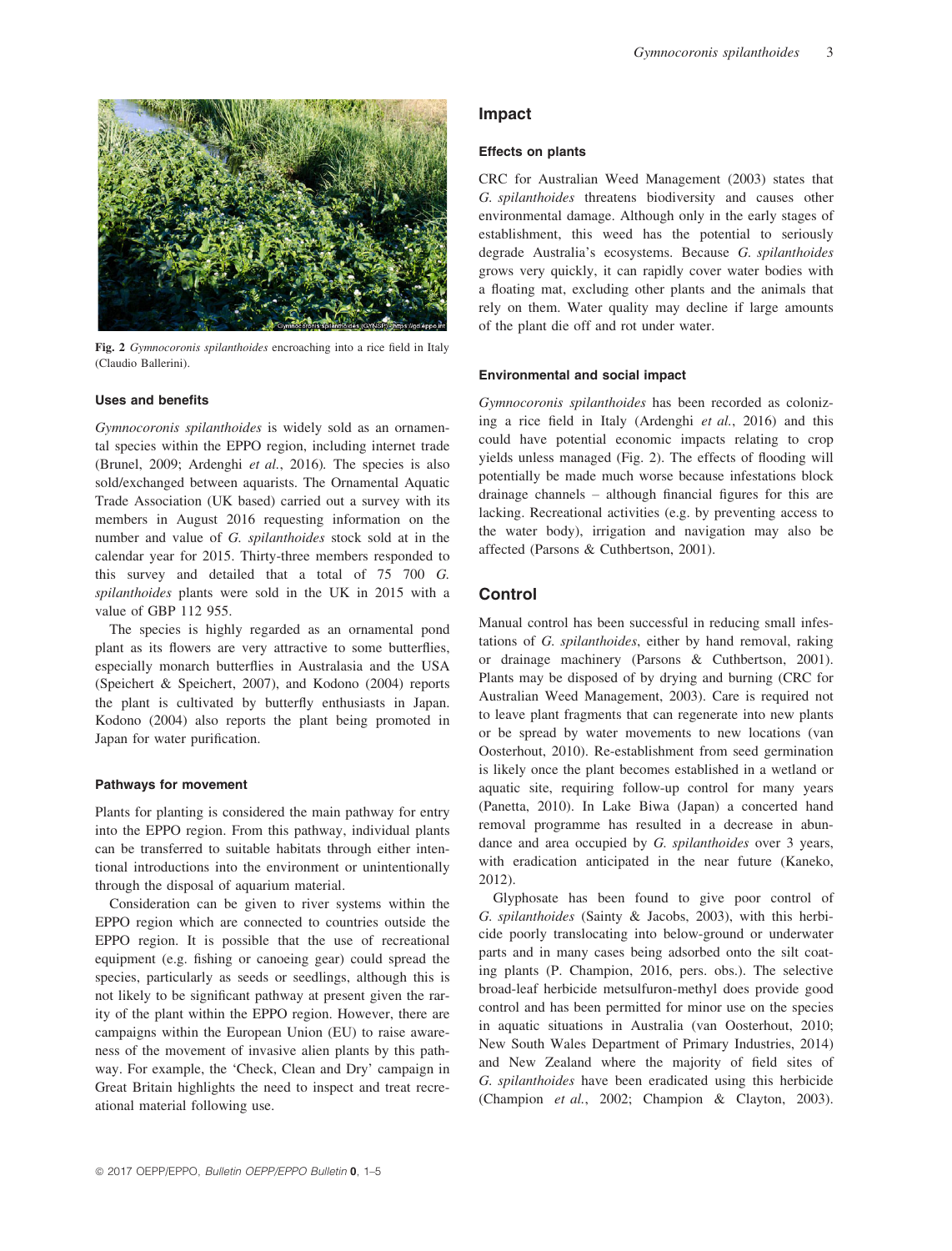Fig. 2 *Gymnocoronis spilanthoides* encroaching into a rice field in Italy (Claudio Ballerini).

### Uses and benefits

*Gymnocoronis spilanthoides* is widely sold as an ornamental species within the EPPO region, including internet trade (Brunel, 2009; Ardenghi *et al.*, 2016). The species is also sold/exchanged between aquarists. The Ornamental Aquatic Trade Association (UK based) carried out a survey with its members in August 2016 requesting information on the number and value of *G. spilanthoides* stock sold at in the calendar year for 2015. Thirty-three members responded to this survey and detailed that a total of 75 700 *G. spilanthoides* plants were sold in the UK in 2015 with a value of GBP 112 955.

The species is highly regarded as an ornamental pond plant as its flowers are very attractive to some butterflies, especially monarch butterflies in Australasia and the USA (Speichert & Speichert, 2007), and Kodono (2004) reports the plant is cultivated by butterfly enthusiasts in Japan. Kodono (2004) also reports the plant being promoted in Japan for water purification.

### Pathways for movement

Plants for planting is considered the main pathway for entry into the EPPO region. From this pathway, individual plants can be transferred to suitable habitats through either intentional introductions into the environment or unintentionally through the disposal of aquarium material.

Consideration can be given to river systems within the EPPO region which are connected to countries outside the EPPO region. It is possible that the use of recreational equipment (e.g. fishing or canoeing gear) could spread the species, particularly as seeds or seedlings, although this is not likely to be significant pathway at present given the rarity of the plant within the EPPO region. However, there are campaigns within the European Union (EU) to raise awareness of the movement of invasive alien plants by this pathway. For example, the 'Check, Clean and Dry' campaign in Great Britain highlights the need to inspect and treat recreational material following use.

## Impact

### Effects on plants

CRC for Australian Weed Management (2003) states that *G. spilanthoides* threatens biodiversity and causes other environmental damage. Although only in the early stages of establishment, this weed has the potential to seriously degrade Australia's ecosystems. Because *G. spilanthoides* grows very quickly, it can rapidly cover water bodies with a floating mat, excluding other plants and the animals that rely on them. Water quality may decline if large amounts of the plant die off and rot under water.

### Environmental and social impact

*Gymnocoronis spilanthoides* has been recorded as colonizing a rice field in Italy (Ardenghi *et al.*, 2016) and this could have potential economic impacts relating to crop yields unless managed (Fig. 2). The effects of flooding will potentially be made much worse because infestations block drainage channels – although financial figures for this are lacking. Recreational activities (e.g. by preventing access to the water body), irrigation and navigation may also be affected (Parsons & Cuthbertson, 2001).

## Control

Manual control has been successful in reducing small infestations of *G. spilanthoides*, either by hand removal, raking or drainage machinery (Parsons & Cuthbertson, 2001). Plants may be disposed of by drying and burning (CRC for Australian Weed Management, 2003). Care is required not to leave plant fragments that can regenerate into new plants or be spread by water movements to new locations (van Oosterhout, 2010). Re-establishment from seed germination is likely once the plant becomes established in a wetland or aquatic site, requiring follow-up control for many years (Panetta, 2010). In Lake Biwa (Japan) a concerted hand removal programme has resulted in a decrease in abundance and area occupied by *G. spilanthoides* over 3 years, with eradication anticipated in the near future (Kaneko, 2012).

Glyphosate has been found to give poor control of *G. spilanthoides* (Sainty & Jacobs, 2003), with this herbicide poorly translocating into below-ground or underwater parts and in many cases being adsorbed onto the silt coating plants (P. Champion, 2016, pers. obs.). The selective broad-leaf herbicide metsulfuron-methyl does provide good control and has been permitted for minor use on the species in aquatic situations in Australia (van Oosterhout, 2010; New South Wales Department of Primary Industries, 2014) and New Zealand where the majority of field sites of *G. spilanthoides* have been eradicated using this herbicide (Champion *et al.*, 2002; Champion & Clayton, 2003).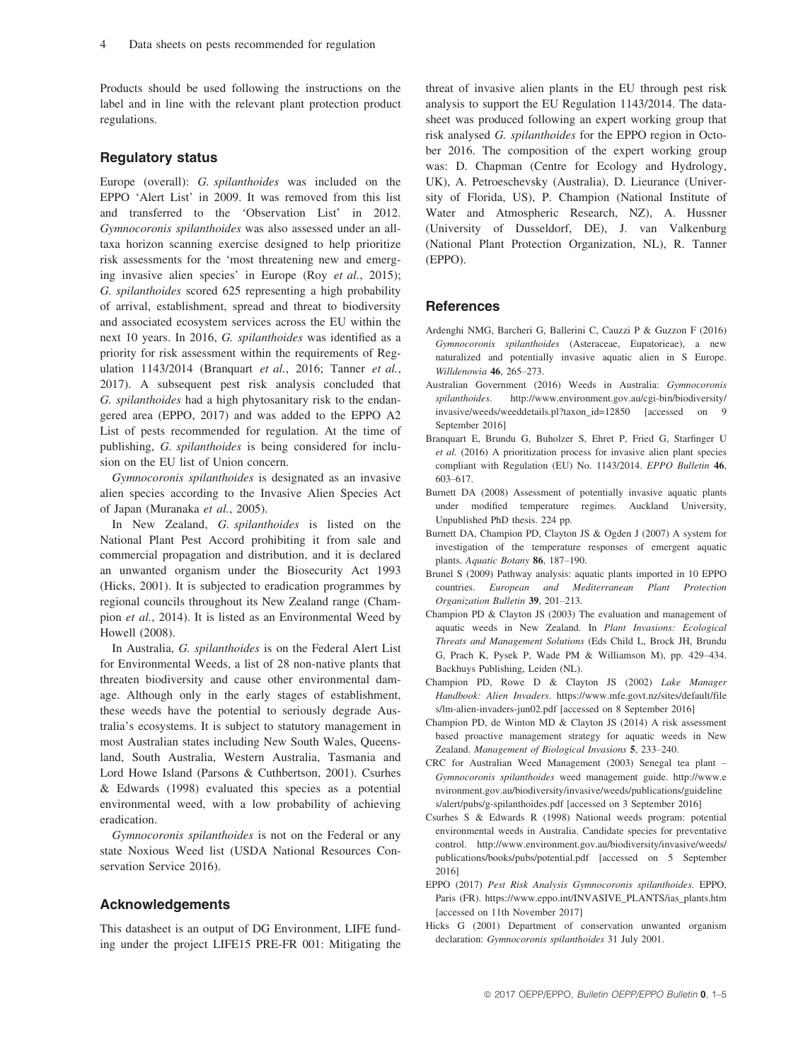Products should be used following the instructions on the label and in line with the relevant plant protection product regulations.

## Regulatory status

Europe (overall): *G. spilanthoides* was included on the EPPO 'Alert List' in 2009. It was removed from this list and transferred to the 'Observation List' in 2012. *Gymnocoronis spilanthoides* was also assessed under an all-taxa horizon scanning exercise designed to help prioritize risk assessments for the 'most threatening new and emerging invasive alien species' in Europe (Roy *et al.*, 2015); *G. spilanthoides* scored 625 representing a high probability of arrival, establishment, spread and threat to biodiversity and associated ecosystem services across the EU within the next 10 years. In 2016, *G. spilanthoides* was identified as a priority for risk assessment within the requirements of Regulation 1143/2014 (Branquart *et al.*, 2016; Tanner *et al.*, 2017). A subsequent pest risk analysis concluded that *G. spilanthoides* had a high phytosanitary risk to the endangered area (EPPO, 2017) and was added to the EPPO A2 List of pests recommended for regulation. At the time of publishing, *G. spilanthoides* is being considered for inclusion on the EU list of Union concern.

*Gymnocoronis spilanthoides* is designated as an invasive alien species according to the Invasive Alien Species Act of Japan (Muranaka *et al.*, 2005).

In New Zealand, *G. spilanthoides* is listed on the National Plant Pest Accord prohibiting it from sale and commercial propagation and distribution, and it is declared an unwanted organism under the Biosecurity Act 1993 (Hicks, 2001). It is subjected to eradication programmes by regional councils throughout its New Zealand range (Champion *et al.*, 2014). It is listed as an Environmental Weed by Howell (2008).

In Australia, *G. spilanthoides* is on the Federal Alert List for Environmental Weeds, a list of 28 non-native plants that threaten biodiversity and cause other environmental damage. Although only in the early stages of establishment, these weeds have the potential to seriously degrade Australia's ecosystems. It is subject to statutory management in most Australian states including New South Wales, Queensland, South Australia, Western Australia, Tasmania and Lord Howe Island (Parsons & Cuthbertson, 2001). Csurhes & Edwards (1998) evaluated this species as a potential environmental weed, with a low probability of achieving eradication.

*Gymnocoronis spilanthoides* is not on the Federal or any state Noxious Weed list (USDA National Resources Conservation Service 2016).

## Acknowledgements

This datasheet is an output of DG Environment, LIFE funding under the project LIFE15 PRE-FR 001: Mitigating the threat of invasive alien plants in the EU through pest risk analysis to support the EU Regulation 1143/2014. The datasheet was produced following an expert working group that risk analysed *G. spilanthoides* for the EPPO region in October 2016. The composition of the expert working group was: D. Chapman (Centre for Ecology and Hydrology, UK), A. Petroeschevsky (Australia), D. Lieurance (University of Florida, US), P. Champion (National Institute of Water and Atmospheric Research, NZ), A. Hussner (University of Dusseldorf, DE), J. van Valkenburg (National Plant Protection Organization, NL), R. Tanner (EPPO).

## References

Ardenghi NMG, Barcheri G, Ballerini C, Cauzzi P & Guzzon F (2016) *Gymnocoronis spilanthoides* (Asteraceae, Eupatorieae), a new naturalized and potentially invasive aquatic alien in S Europe. *Willdenowia* **46**, 265–273.

Australian Government (2016) Weeds in Australia: *Gymnocoronis spilanthoides*. http://www.environment.gov.au/cgi-bin/biodiversity/invasive/weeds/weeddetails.pl?taxon_id=12850 [accessed on 9 September 2016]

Branquart E, Brundu G, Buholzer S, Ehret P, Fried G, Starfinger U *et al.* (2016) A prioritization process for invasive alien plant species compliant with Regulation (EU) No. 1143/2014. *EPPO Bulletin* **46**, 603–617.

Burnett DA (2008) Assessment of potentially invasive aquatic plants under modified temperature regimes. Auckland University, Unpublished PhD thesis. 224 pp.

Burnett DA, Champion PD, Clayton JS & Ogden J (2007) A system for investigation of the temperature responses of emergent aquatic plants. *Aquatic Botany* **86**, 187–190.

Brunel S (2009) Pathway analysis: aquatic plants imported in 10 EPPO countries. *European and Mediterranean Plant Protection Organization Bulletin* **39**, 201–213.

Champion PD & Clayton JS (2003) The evaluation and management of aquatic weeds in New Zealand. In *Plant Invasions: Ecological Threats and Management Solutions* (Eds Child L, Brock JH, Brundu G, Prach K, Pysek P, Wade PM & Williamson M), pp. 429–434. Backhuys Publishing, Leiden (NL).

Champion PD, Rowe D & Clayton JS (2002) *Lake Manager Handbook: Alien Invaders*. https://www.mfe.govt.nz/sites/default/files/lm-alien-invaders-jun02.pdf [accessed on 8 September 2016]

Champion PD, de Winton MD & Clayton JS (2014) A risk assessment based proactive management strategy for aquatic weeds in New Zealand. *Management of Biological Invasions* **5**, 233–240.

CRC for Australian Weed Management (2003) Senegal tea plant – *Gymnocoronis spilanthoides* weed management guide. http://www.environment.gov.au/biodiversity/invasive/weeds/publications/guidelines/alert/pubs/g-spilanthoides.pdf [accessed on 3 September 2016]

Csurhes S & Edwards R (1998) National weeds program: potential environmental weeds in Australia. Candidate species for preventative control. http://www.environment.gov.au/biodiversity/invasive/weeds/publications/books/pubs/potential.pdf [accessed on 5 September 2016]

EPPO (2017) *Pest Risk Analysis Gymnocoronis spilanthoides*. EPPO, Paris (FR). https://www.eppo.int/INVASIVE_PLANTS/ias_plants.htm [accessed on 11th November 2017]

Hicks G (2001) Department of conservation unwanted organism declaration: *Gymnocoronis spilanthoides* 31 July 2001.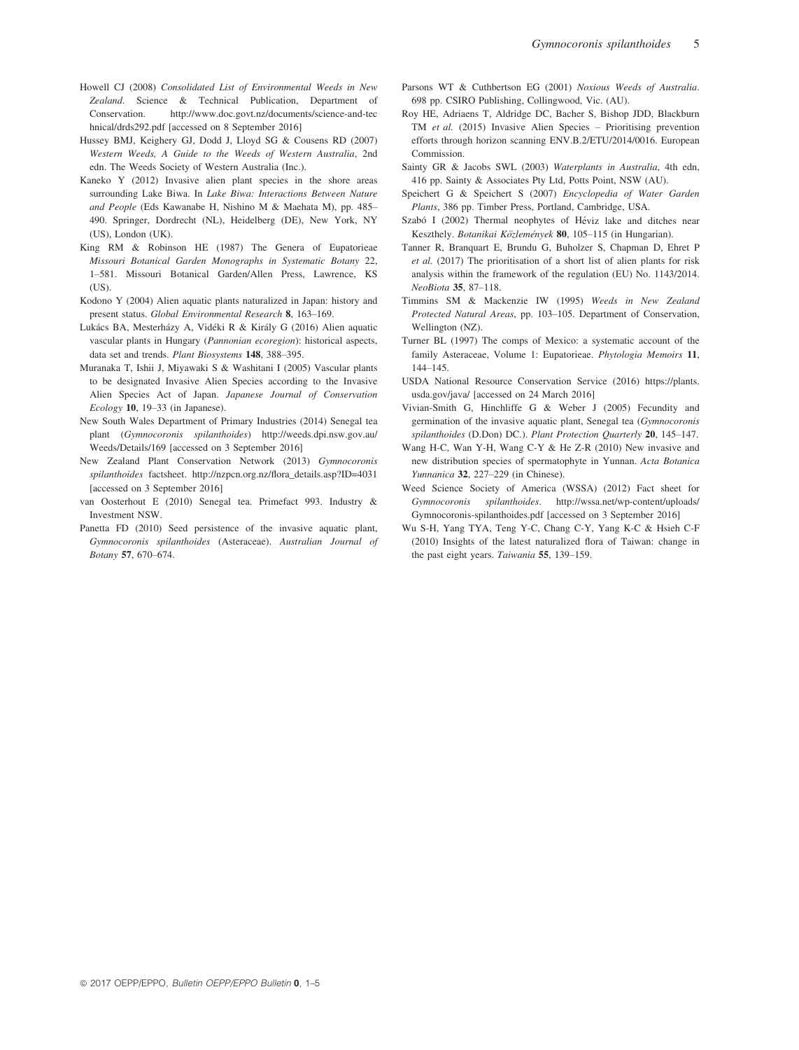Howell CJ (2008) *Consolidated List of Environmental Weeds in New Zealand*. Science & Technical Publication, Department of Conservation. http://www.doc.govt.nz/documents/science-and-technical/drds292.pdf [accessed on 8 September 2016]

Hussey BMJ, Keighery GJ, Dodd J, Lloyd SG & Cousens RD (2007) *Western Weeds, A Guide to the Weeds of Western Australia*, 2nd edn. The Weeds Society of Western Australia (Inc.).

Kaneko Y (2012) Invasive alien plant species in the shore areas surrounding Lake Biwa. In *Lake Biwa: Interactions Between Nature and People* (Eds Kawanabe H, Nishino M & Maehata M), pp. 485–490. Springer, Dordrecht (NL), Heidelberg (DE), New York, NY (US), London (UK).

King RM & Robinson HE (1987) The Genera of Eupatorieae *Missouri Botanical Garden Monographs in Systematic Botany* 22, 1–581. Missouri Botanical Garden/Allen Press, Lawrence, KS (US).

Kodono Y (2004) Alien aquatic plants naturalized in Japan: history and present status. *Global Environmental Research* **8**, 163–169.

Lukács BA, Mesterházy A, Vidéki R & Király G (2016) Alien aquatic vascular plants in Hungary (*Pannonian ecoregion*): historical aspects, data set and trends. *Plant Biosystems* **148**, 388–395.

Muranaka T, Ishii J, Miyawaki S & Washitani I (2005) Vascular plants to be designated Invasive Alien Species according to the Invasive Alien Species Act of Japan. *Japanese Journal of Conservation Ecology* **10**, 19–33 (in Japanese).

New South Wales Department of Primary Industries (2014) Senegal tea plant (*Gymnocoronis spilanthoides*) http://weeds.dpi.nsw.gov.au/Weeds/Details/169 [accessed on 3 September 2016]

New Zealand Plant Conservation Network (2013) *Gymnocoronis spilanthoides* factsheet. http://nzpcn.org.nz/flora_details.asp?ID=4031 [accessed on 3 September 2016]

van Oosterhout E (2010) Senegal tea. Primefact 993. Industry & Investment NSW.

Panetta FD (2010) Seed persistence of the invasive aquatic plant, *Gymnocoronis spilanthoides* (Asteraceae). *Australian Journal of Botany* **57**, 670–674.

Parsons WT & Cuthbertson EG (2001) *Noxious Weeds of Australia*. 698 pp. CSIRO Publishing, Collingwood, Vic. (AU).

Roy HE, Adriaens T, Aldridge DC, Bacher S, Bishop JDD, Blackburn TM *et al.* (2015) Invasive Alien Species – Prioritising prevention efforts through horizon scanning ENV.B.2/ETU/2014/0016. European Commission.

Sainty GR & Jacobs SWL (2003) *Waterplants in Australia*, 4th edn, 416 pp. Sainty & Associates Pty Ltd, Potts Point, NSW (AU).

Speichert G & Speichert S (2007) *Encyclopedia of Water Garden Plants*, 386 pp. Timber Press, Portland, Cambridge, USA.

Szabó I (2002) Thermal neophytes of Héviz lake and ditches near Keszthely. *Botanikai Közlemények* **80**, 105–115 (in Hungarian).

Tanner R, Branquart E, Brundu G, Buholzer S, Chapman D, Ehret P *et al.* (2017) The prioritisation of a short list of alien plants for risk analysis within the framework of the regulation (EU) No. 1143/2014. *NeoBiota* **35**, 87–118.

Timmins SM & Mackenzie IW (1995) *Weeds in New Zealand Protected Natural Areas*, pp. 103–105. Department of Conservation, Wellington (NZ).

Turner BL (1997) The comps of Mexico: a systematic account of the family Asteraceae, Volume 1: Eupatorieae. *Phytologia Memoirs* **11**, 144–145.

USDA National Resource Conservation Service (2016) https://plants.usda.gov/java/ [accessed on 24 March 2016]

Vivian-Smith G, Hinchliffe G & Weber J (2005) Fecundity and germination of the invasive aquatic plant, Senegal tea (*Gymnocoronis spilanthoides* (D.Don) DC.). *Plant Protection Quarterly* **20**, 145–147.

Wang H-C, Wan Y-H, Wang C-Y & He Z-R (2010) New invasive and new distribution species of spermatophyte in Yunnan. *Acta Botanica Yunnanica* **32**, 227–229 (in Chinese).

Weed Science Society of America (WSSA) (2012) Fact sheet for *Gymnocoronis spilanthoides*. http://wssa.net/wp-content/uploads/Gymnocoronis-spilanthoides.pdf [accessed on 3 September 2016]

Wu S-H, Yang TYA, Teng Y-C, Chang C-Y, Yang K-C & Hsieh C-F (2010) Insights of the latest naturalized flora of Taiwan: change in the past eight years. *Taiwania* **55**, 139–159.